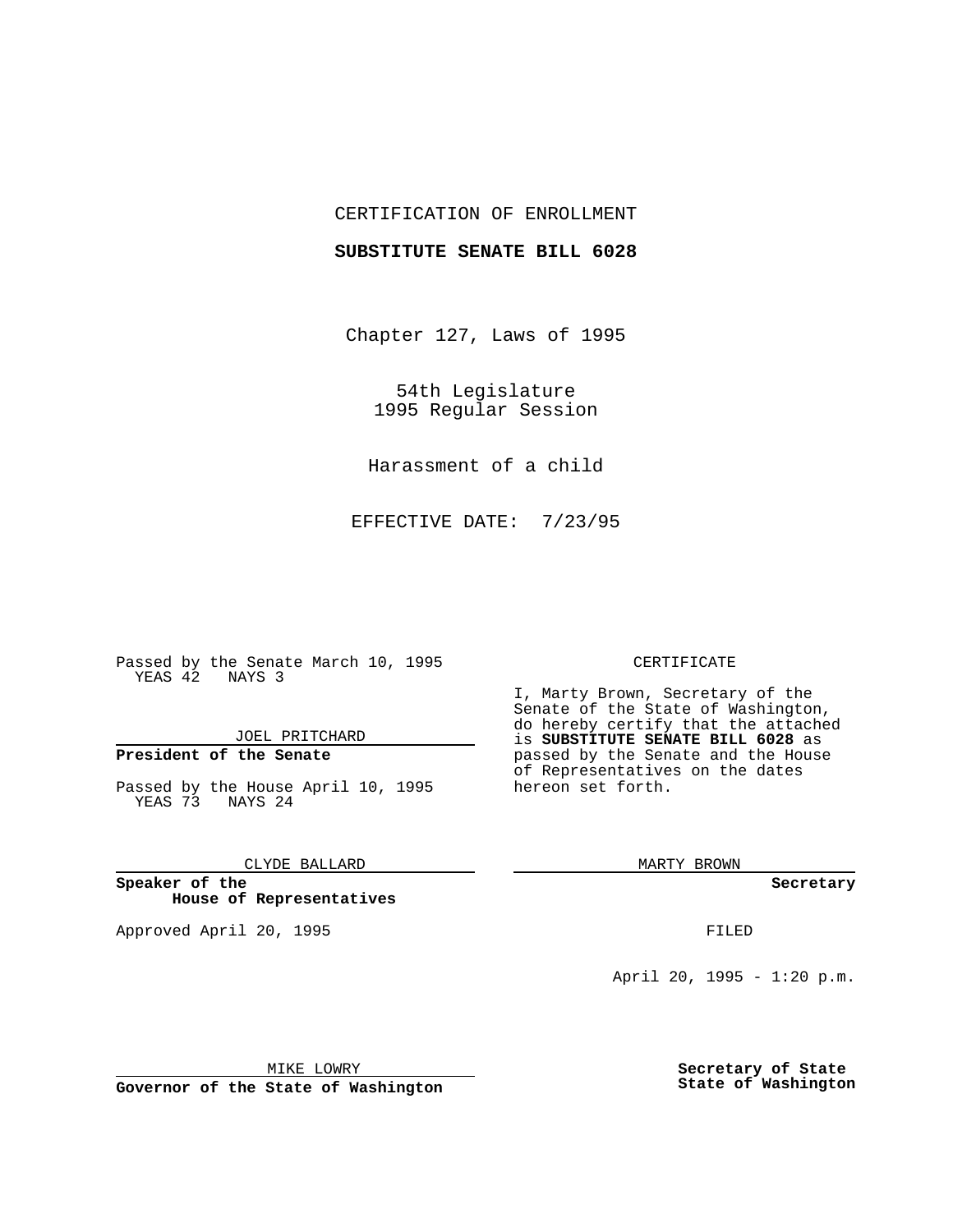CERTIFICATION OF ENROLLMENT

**SUBSTITUTE SENATE BILL 6028**

Chapter 127, Laws of 1995

54th Legislature
1995 Regular Session

Harassment of a child

EFFECTIVE DATE: 7/23/95

Passed by the Senate March 10, 1995
YEAS 42 NAYS 3

JOEL PRITCHARD

**President of the Senate**

Passed by the House April 10, 1995
YEAS 73 NAYS 24

CLYDE BALLARD

**Speaker of the House of Representatives**

Approved April 20, 1995

MIKE LOWRY

**Governor of the State of Washington**

CERTIFICATE

I, Marty Brown, Secretary of the Senate of the State of Washington, do hereby certify that the attached is **SUBSTITUTE SENATE BILL 6028** as passed by the Senate and the House of Representatives on the dates hereon set forth.

MARTY BROWN

**Secretary**

FILED

April 20, 1995 - 1:20 p.m.

**Secretary of State**
**State of Washington**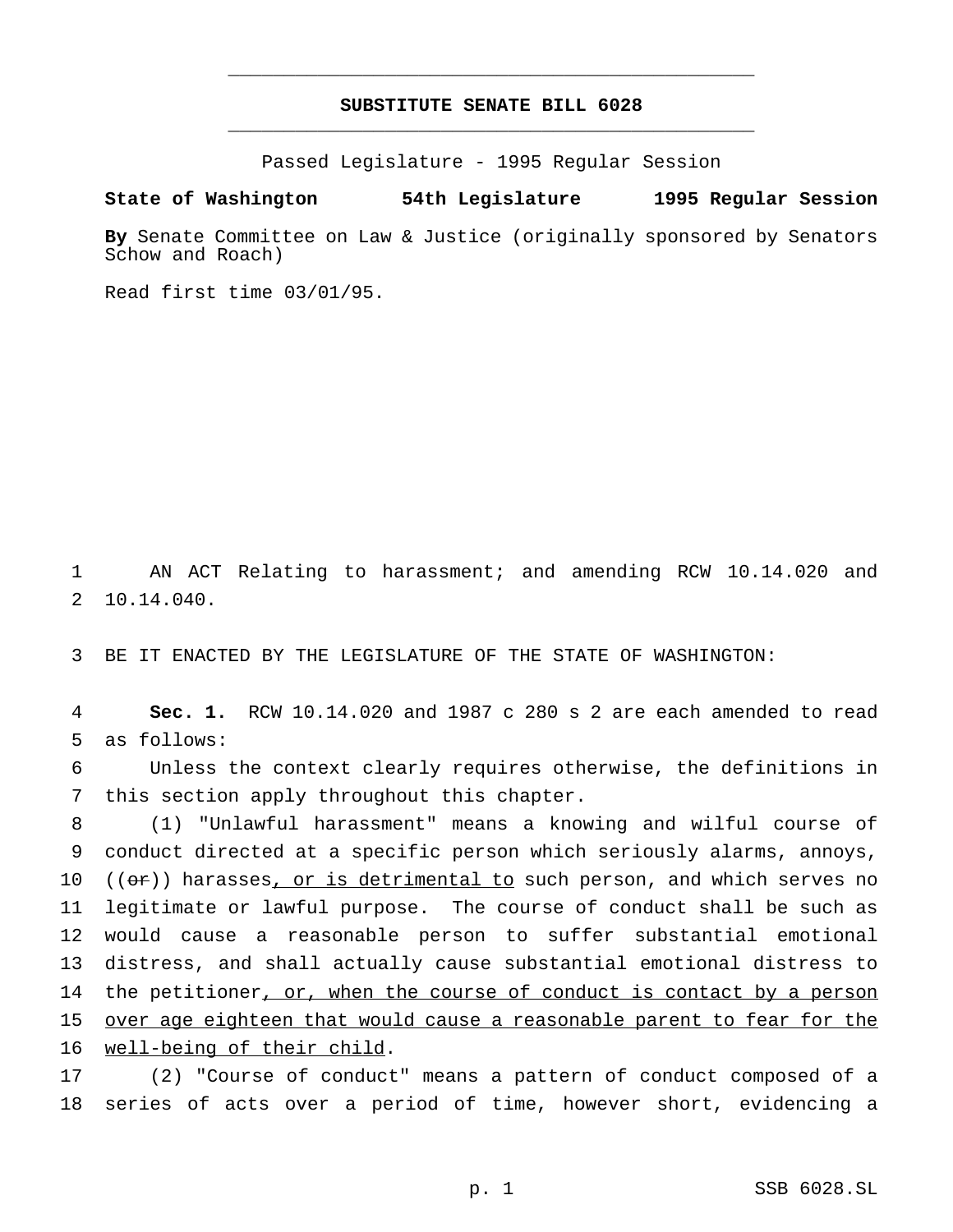# SUBSTITUTE SENATE BILL 6028

Passed Legislature - 1995 Regular Session

**State of Washington 54th Legislature 1995 Regular Session**

**By** Senate Committee on Law & Justice (originally sponsored by Senators Schow and Roach)

Read first time 03/01/95.

AN ACT Relating to harassment; and amending RCW 10.14.020 and 10.14.040.

BE IT ENACTED BY THE LEGISLATURE OF THE STATE OF WASHINGTON:

**Sec. 1.** RCW 10.14.020 and 1987 c 280 s 2 are each amended to read as follows:

Unless the context clearly requires otherwise, the definitions in this section apply throughout this chapter.

(1) "Unlawful harassment" means a knowing and wilful course of conduct directed at a specific person which seriously alarms, annoys, ((~~or~~)) harasses<u>, or is detrimental to</u> such person, and which serves no legitimate or lawful purpose. The course of conduct shall be such as would cause a reasonable person to suffer substantial emotional distress, and shall actually cause substantial emotional distress to the petitioner<u>, or, when the course of conduct is contact by a person over age eighteen that would cause a reasonable parent to fear for the well-being of their child</u>.

(2) "Course of conduct" means a pattern of conduct composed of a series of acts over a period of time, however short, evidencing a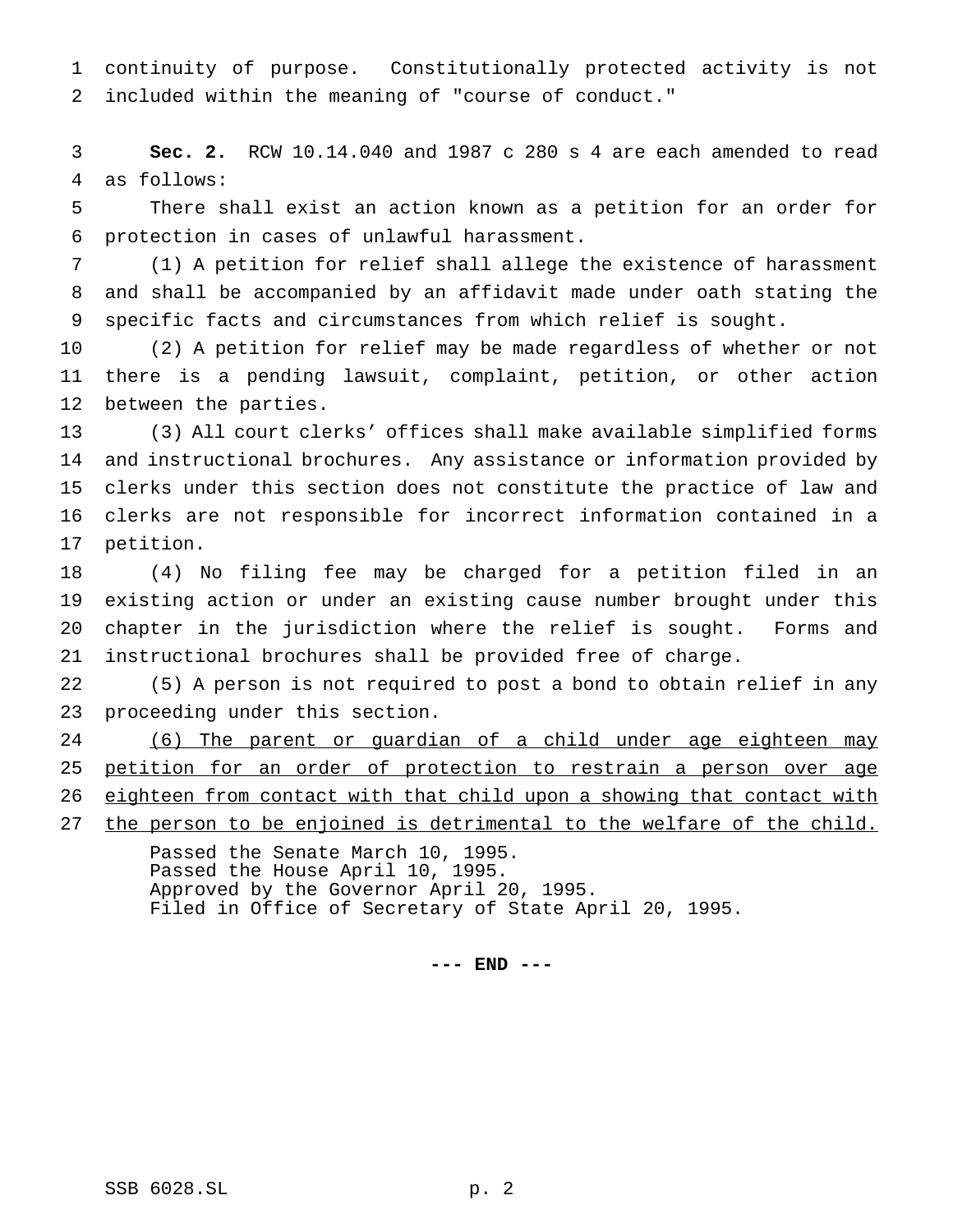continuity of purpose. Constitutionally protected activity is not included within the meaning of "course of conduct."

**Sec. 2.** RCW 10.14.040 and 1987 c 280 s 4 are each amended to read as follows:

There shall exist an action known as a petition for an order for protection in cases of unlawful harassment.

(1) A petition for relief shall allege the existence of harassment and shall be accompanied by an affidavit made under oath stating the specific facts and circumstances from which relief is sought.

(2) A petition for relief may be made regardless of whether or not there is a pending lawsuit, complaint, petition, or other action between the parties.

(3) All court clerks' offices shall make available simplified forms and instructional brochures. Any assistance or information provided by clerks under this section does not constitute the practice of law and clerks are not responsible for incorrect information contained in a petition.

(4) No filing fee may be charged for a petition filed in an existing action or under an existing cause number brought under this chapter in the jurisdiction where the relief is sought. Forms and instructional brochures shall be provided free of charge.

(5) A person is not required to post a bond to obtain relief in any proceeding under this section.

<u>(6) The parent or guardian of a child under age eighteen may petition for an order of protection to restrain a person over age eighteen from contact with that child upon a showing that contact with the person to be enjoined is detrimental to the welfare of the child.</u>

Passed the Senate March 10, 1995.
Passed the House April 10, 1995.
Approved by the Governor April 20, 1995.
Filed in Office of Secretary of State April 20, 1995.

**--- END ---**